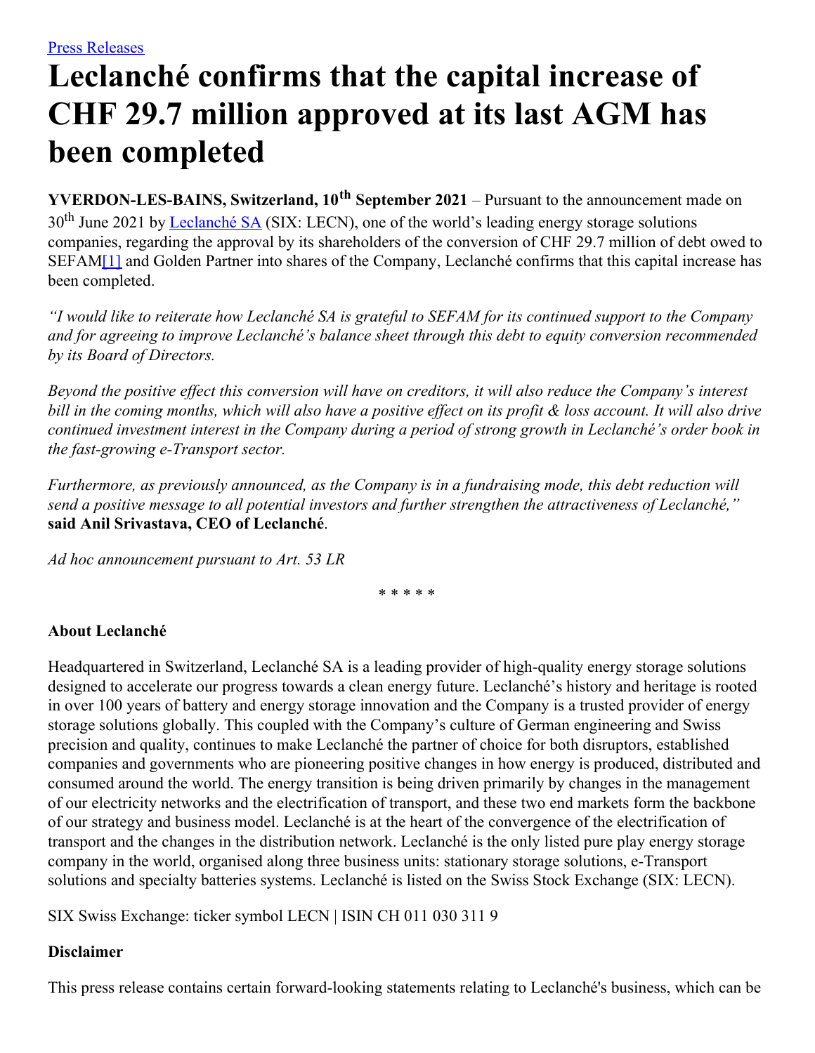[Press Releases](#)

# Leclanché confirms that the capital increase of CHF 29.7 million approved at its last AGM has been completed

**YVERDON-LES-BAINS, Switzerland, 10th September 2021** – Pursuant to the announcement made on 30th June 2021 by [Leclanché SA](#) (SIX: LECN), one of the world's leading energy storage solutions companies, regarding the approval by its shareholders of the conversion of CHF 29.7 million of debt owed to SEFAM[1] and Golden Partner into shares of the Company, Leclanché confirms that this capital increase has been completed.

*"I would like to reiterate how Leclanché SA is grateful to SEFAM for its continued support to the Company and for agreeing to improve Leclanché's balance sheet through this debt to equity conversion recommended by its Board of Directors.*

*Beyond the positive effect this conversion will have on creditors, it will also reduce the Company's interest bill in the coming months, which will also have a positive effect on its profit & loss account. It will also drive continued investment interest in the Company during a period of strong growth in Leclanché's order book in the fast-growing e-Transport sector.*

*Furthermore, as previously announced, as the Company is in a fundraising mode, this debt reduction will send a positive message to all potential investors and further strengthen the attractiveness of Leclanché,"* **said Anil Srivastava, CEO of Leclanché**.

*Ad hoc announcement pursuant to Art. 53 LR*

\* \* \* \* \*

**About Leclanché**

Headquartered in Switzerland, Leclanché SA is a leading provider of high-quality energy storage solutions designed to accelerate our progress towards a clean energy future. Leclanché's history and heritage is rooted in over 100 years of battery and energy storage innovation and the Company is a trusted provider of energy storage solutions globally. This coupled with the Company's culture of German engineering and Swiss precision and quality, continues to make Leclanché the partner of choice for both disruptors, established companies and governments who are pioneering positive changes in how energy is produced, distributed and consumed around the world. The energy transition is being driven primarily by changes in the management of our electricity networks and the electrification of transport, and these two end markets form the backbone of our strategy and business model. Leclanché is at the heart of the convergence of the electrification of transport and the changes in the distribution network. Leclanché is the only listed pure play energy storage company in the world, organised along three business units: stationary storage solutions, e-Transport solutions and specialty batteries systems. Leclanché is listed on the Swiss Stock Exchange (SIX: LECN).

SIX Swiss Exchange: ticker symbol LECN | ISIN CH 011 030 311 9

**Disclaimer**

This press release contains certain forward-looking statements relating to Leclanché's business, which can be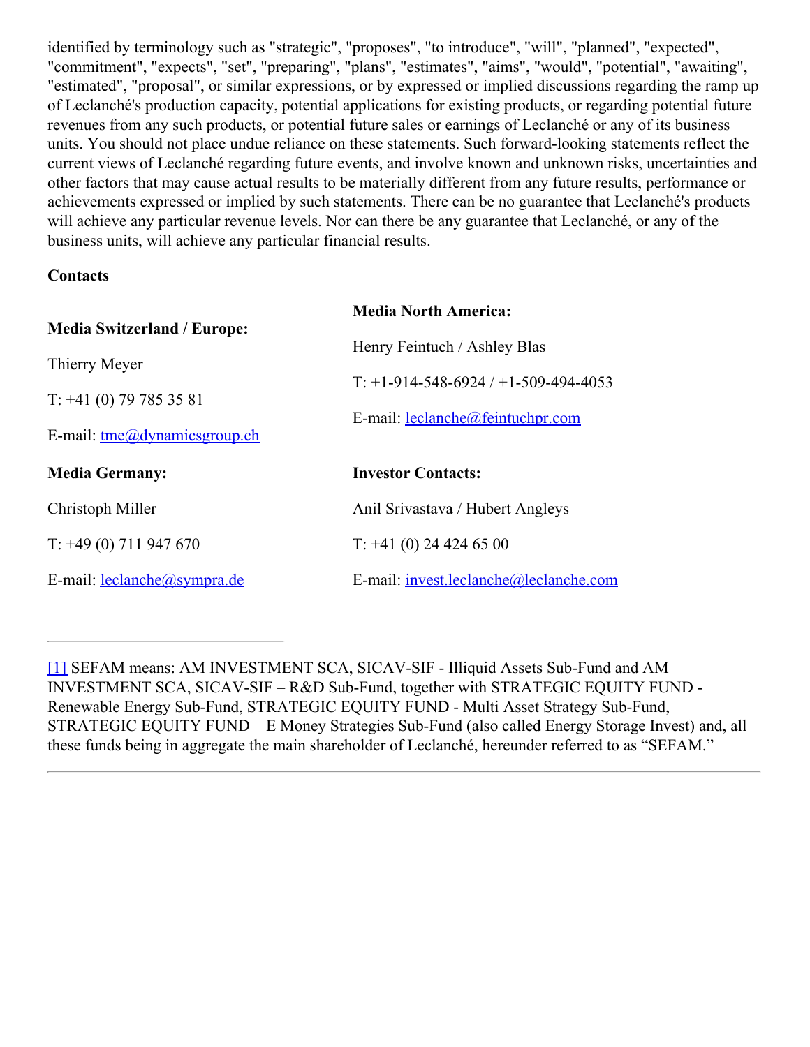identified by terminology such as "strategic", "proposes", "to introduce", "will", "planned", "expected", "commitment", "expects", "set", "preparing", "plans", "estimates", "aims", "would", "potential", "awaiting", "estimated", "proposal", or similar expressions, or by expressed or implied discussions regarding the ramp up of Leclanché's production capacity, potential applications for existing products, or regarding potential future revenues from any such products, or potential future sales or earnings of Leclanché or any of its business units. You should not place undue reliance on these statements. Such forward-looking statements reflect the current views of Leclanché regarding future events, and involve known and unknown risks, uncertainties and other factors that may cause actual results to be materially different from any future results, performance or achievements expressed or implied by such statements. There can be no guarantee that Leclanché's products will achieve any particular revenue levels. Nor can there be any guarantee that Leclanché, or any of the business units, will achieve any particular financial results.

**Contacts**

**Media Switzerland / Europe:**

Thierry Meyer

T: +41 (0) 79 785 35 81

E-mail: tme@dynamicsgroup.ch

**Media North America:**

Henry Feintuch / Ashley Blas

T: +1-914-548-6924 / +1-509-494-4053

E-mail: leclanche@feintuchpr.com

**Media Germany:**

Christoph Miller

T: +49 (0) 711 947 670

E-mail: leclanche@sympra.de

**Investor Contacts:**

Anil Srivastava / Hubert Angleys

T: +41 (0) 24 424 65 00

E-mail: invest.leclanche@leclanche.com

---

[1] SEFAM means: AM INVESTMENT SCA, SICAV-SIF - Illiquid Assets Sub-Fund and AM INVESTMENT SCA, SICAV-SIF – R&D Sub-Fund, together with STRATEGIC EQUITY FUND - Renewable Energy Sub-Fund, STRATEGIC EQUITY FUND - Multi Asset Strategy Sub-Fund, STRATEGIC EQUITY FUND – E Money Strategies Sub-Fund (also called Energy Storage Invest) and, all these funds being in aggregate the main shareholder of Leclanché, hereunder referred to as "SEFAM."